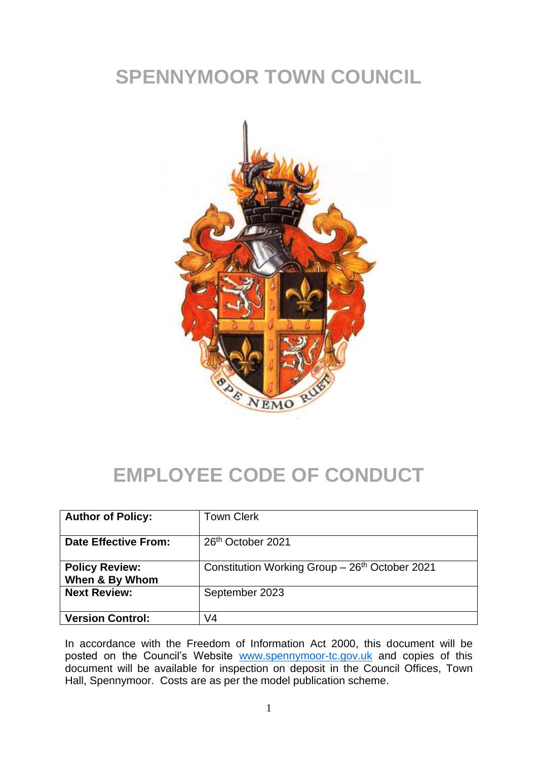# SPENNYMOOR TOWN COUNCIL

# EMPLOYEE CODE OF CONDUCT

| **Author of Policy:** | Town Clerk |
|---|---|
| **Date Effective From:** | 26th October 2021 |
| **Policy Review: When & By Whom** | Constitution Working Group – 26th October 2021 |
| **Next Review:** | September 2023 |
| **Version Control:** | V4 |

In accordance with the Freedom of Information Act 2000, this document will be posted on the Council's Website www.spennymoor-tc.gov.uk and copies of this document will be available for inspection on deposit in the Council Offices, Town Hall, Spennymoor. Costs are as per the model publication scheme.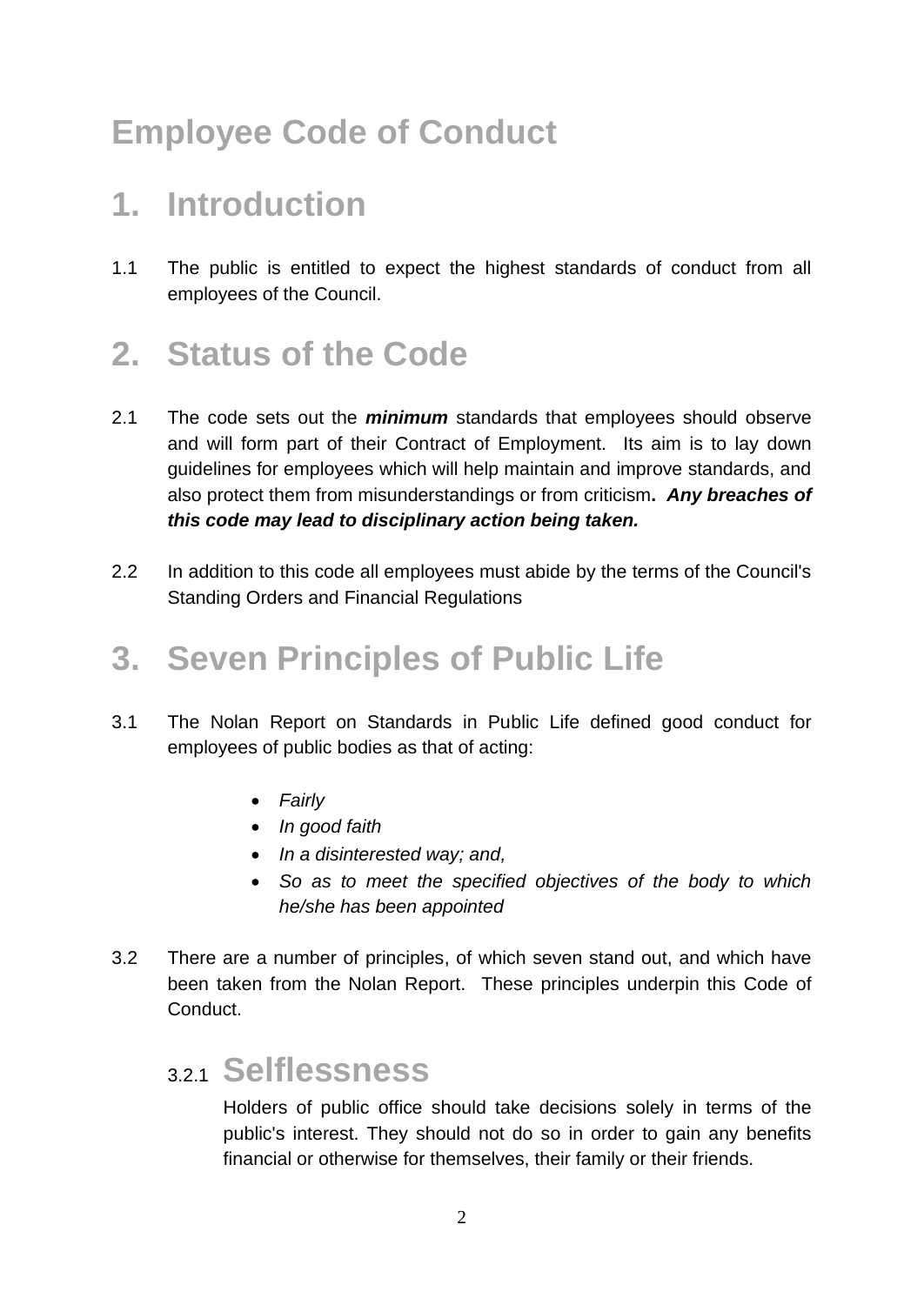# Employee Code of Conduct

## 1. Introduction

1.1 The public is entitled to expect the highest standards of conduct from all employees of the Council.

## 2. Status of the Code

2.1 The code sets out the ***minimum*** standards that employees should observe and will form part of their Contract of Employment. Its aim is to lay down guidelines for employees which will help maintain and improve standards, and also protect them from misunderstandings or from criticism**. *Any breaches of this code may lead to disciplinary action being taken.***

2.2 In addition to this code all employees must abide by the terms of the Council's Standing Orders and Financial Regulations

## 3. Seven Principles of Public Life

3.1 The Nolan Report on Standards in Public Life defined good conduct for employees of public bodies as that of acting:

- *Fairly*
- *In good faith*
- *In a disinterested way; and,*
- *So as to meet the specified objectives of the body to which he/she has been appointed*

3.2 There are a number of principles, of which seven stand out, and which have been taken from the Nolan Report. These principles underpin this Code of Conduct.

### 3.2.1 Selflessness

Holders of public office should take decisions solely in terms of the public's interest. They should not do so in order to gain any benefits financial or otherwise for themselves, their family or their friends.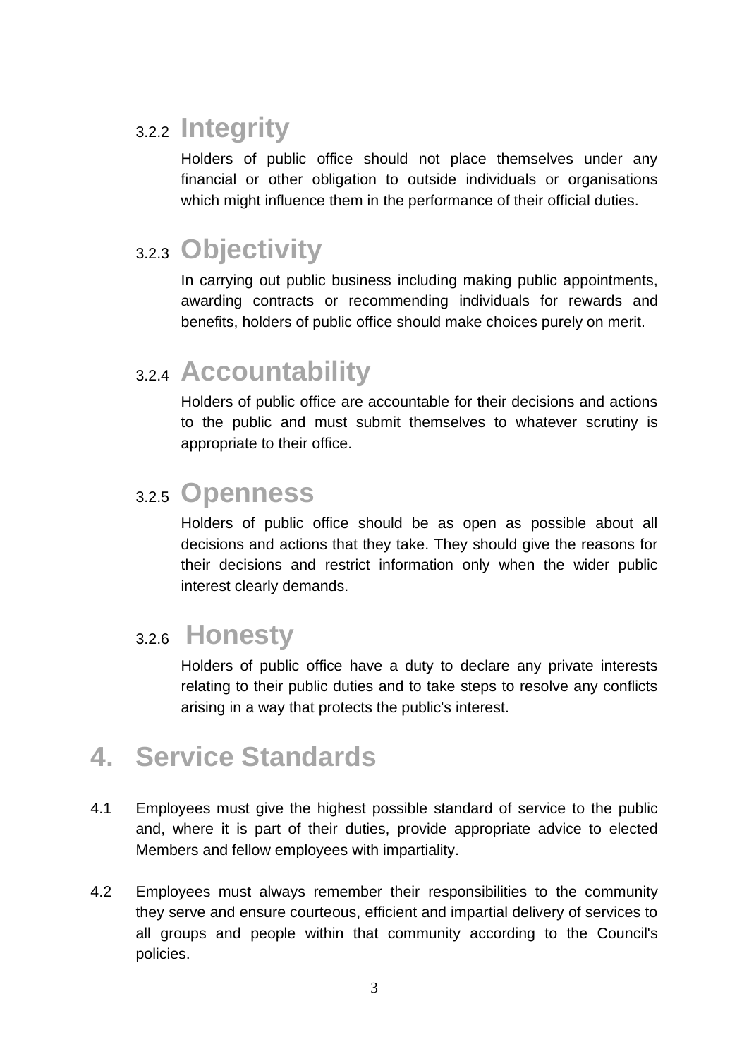### 3.2.2 Integrity

Holders of public office should not place themselves under any financial or other obligation to outside individuals or organisations which might influence them in the performance of their official duties.

### 3.2.3 Objectivity

In carrying out public business including making public appointments, awarding contracts or recommending individuals for rewards and benefits, holders of public office should make choices purely on merit.

### 3.2.4 Accountability

Holders of public office are accountable for their decisions and actions to the public and must submit themselves to whatever scrutiny is appropriate to their office.

### 3.2.5 Openness

Holders of public office should be as open as possible about all decisions and actions that they take. They should give the reasons for their decisions and restrict information only when the wider public interest clearly demands.

### 3.2.6 Honesty

Holders of public office have a duty to declare any private interests relating to their public duties and to take steps to resolve any conflicts arising in a way that protects the public's interest.

## 4. Service Standards

4.1 Employees must give the highest possible standard of service to the public and, where it is part of their duties, provide appropriate advice to elected Members and fellow employees with impartiality.

4.2 Employees must always remember their responsibilities to the community they serve and ensure courteous, efficient and impartial delivery of services to all groups and people within that community according to the Council's policies.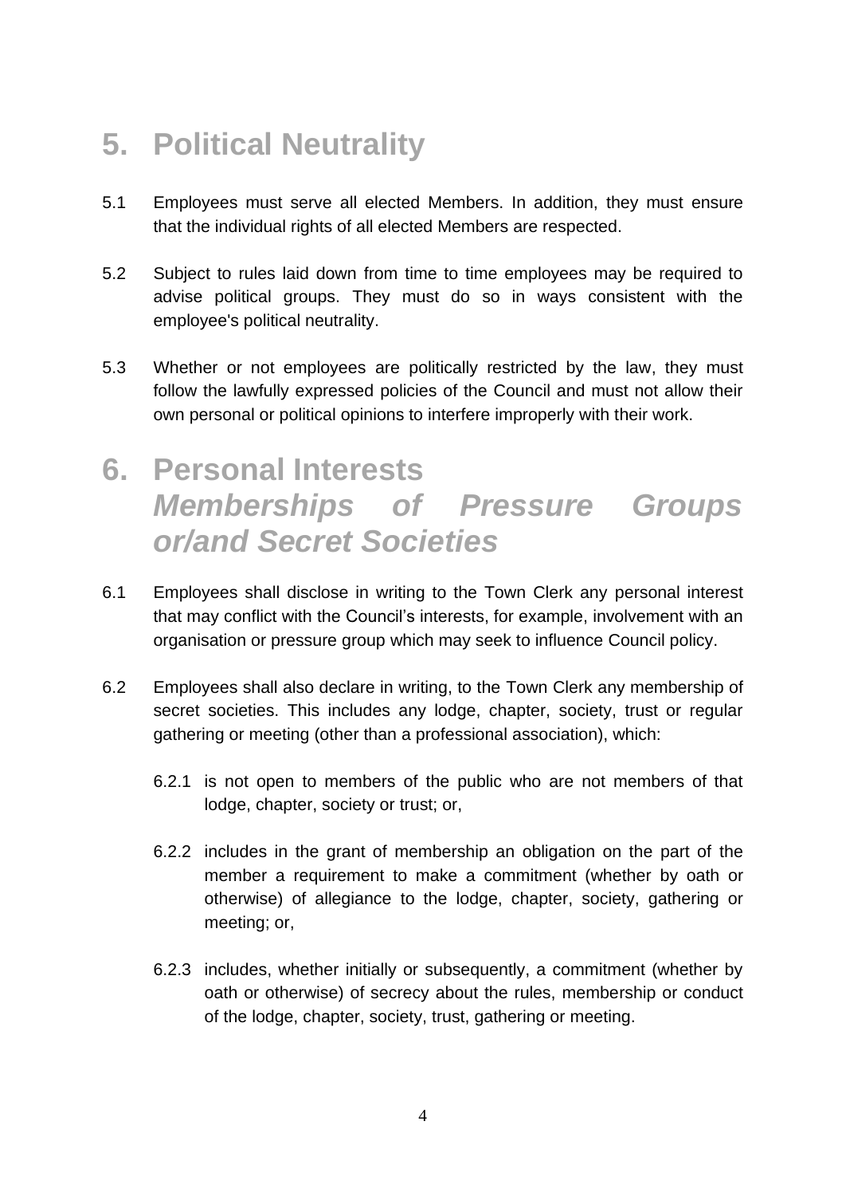# 5. Political Neutrality

5.1 Employees must serve all elected Members. In addition, they must ensure that the individual rights of all elected Members are respected.

5.2 Subject to rules laid down from time to time employees may be required to advise political groups. They must do so in ways consistent with the employee's political neutrality.

5.3 Whether or not employees are politically restricted by the law, they must follow the lawfully expressed policies of the Council and must not allow their own personal or political opinions to interfere improperly with their work.

# 6. Personal Interests

## *Memberships of Pressure Groups or/and Secret Societies*

6.1 Employees shall disclose in writing to the Town Clerk any personal interest that may conflict with the Council's interests, for example, involvement with an organisation or pressure group which may seek to influence Council policy.

6.2 Employees shall also declare in writing, to the Town Clerk any membership of secret societies. This includes any lodge, chapter, society, trust or regular gathering or meeting (other than a professional association), which:

6.2.1 is not open to members of the public who are not members of that lodge, chapter, society or trust; or,

6.2.2 includes in the grant of membership an obligation on the part of the member a requirement to make a commitment (whether by oath or otherwise) of allegiance to the lodge, chapter, society, gathering or meeting; or,

6.2.3 includes, whether initially or subsequently, a commitment (whether by oath or otherwise) of secrecy about the rules, membership or conduct of the lodge, chapter, society, trust, gathering or meeting.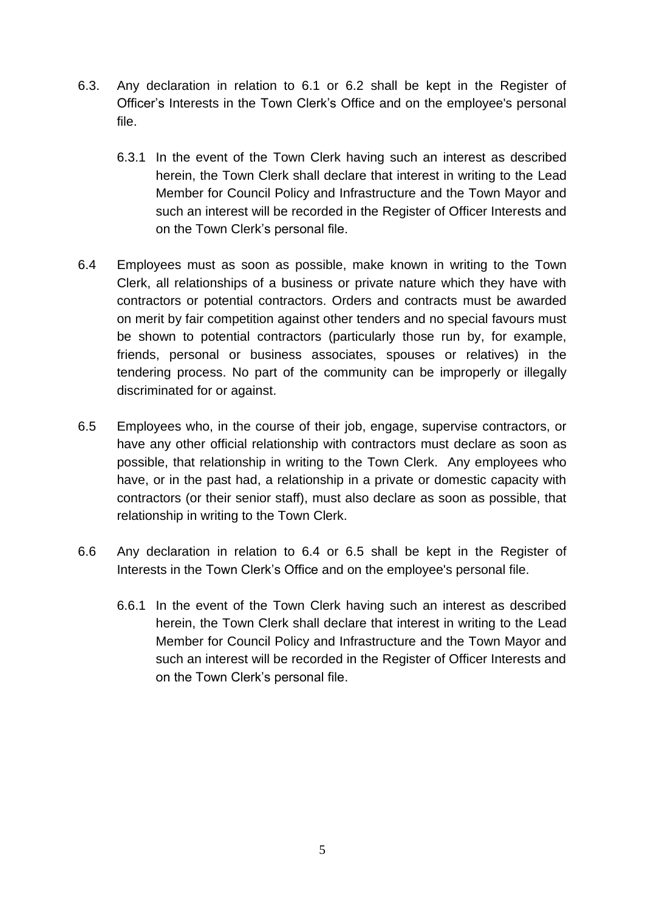6.3. Any declaration in relation to 6.1 or 6.2 shall be kept in the Register of Officer's Interests in the Town Clerk's Office and on the employee's personal file.

6.3.1 In the event of the Town Clerk having such an interest as described herein, the Town Clerk shall declare that interest in writing to the Lead Member for Council Policy and Infrastructure and the Town Mayor and such an interest will be recorded in the Register of Officer Interests and on the Town Clerk's personal file.

6.4 Employees must as soon as possible, make known in writing to the Town Clerk, all relationships of a business or private nature which they have with contractors or potential contractors. Orders and contracts must be awarded on merit by fair competition against other tenders and no special favours must be shown to potential contractors (particularly those run by, for example, friends, personal or business associates, spouses or relatives) in the tendering process. No part of the community can be improperly or illegally discriminated for or against.

6.5 Employees who, in the course of their job, engage, supervise contractors, or have any other official relationship with contractors must declare as soon as possible, that relationship in writing to the Town Clerk. Any employees who have, or in the past had, a relationship in a private or domestic capacity with contractors (or their senior staff), must also declare as soon as possible, that relationship in writing to the Town Clerk.

6.6 Any declaration in relation to 6.4 or 6.5 shall be kept in the Register of Interests in the Town Clerk's Office and on the employee's personal file.

6.6.1 In the event of the Town Clerk having such an interest as described herein, the Town Clerk shall declare that interest in writing to the Lead Member for Council Policy and Infrastructure and the Town Mayor and such an interest will be recorded in the Register of Officer Interests and on the Town Clerk's personal file.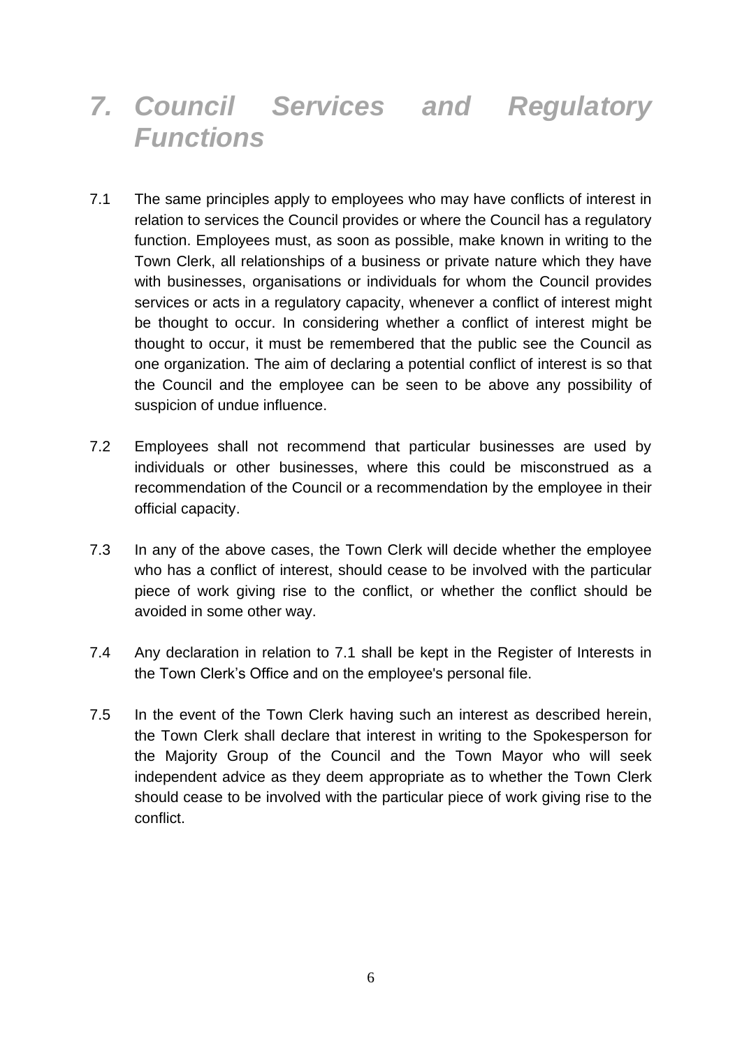## *7. Council Services and Regulatory Functions*

7.1 The same principles apply to employees who may have conflicts of interest in relation to services the Council provides or where the Council has a regulatory function. Employees must, as soon as possible, make known in writing to the Town Clerk, all relationships of a business or private nature which they have with businesses, organisations or individuals for whom the Council provides services or acts in a regulatory capacity, whenever a conflict of interest might be thought to occur. In considering whether a conflict of interest might be thought to occur, it must be remembered that the public see the Council as one organization. The aim of declaring a potential conflict of interest is so that the Council and the employee can be seen to be above any possibility of suspicion of undue influence.

7.2 Employees shall not recommend that particular businesses are used by individuals or other businesses, where this could be misconstrued as a recommendation of the Council or a recommendation by the employee in their official capacity.

7.3 In any of the above cases, the Town Clerk will decide whether the employee who has a conflict of interest, should cease to be involved with the particular piece of work giving rise to the conflict, or whether the conflict should be avoided in some other way.

7.4 Any declaration in relation to 7.1 shall be kept in the Register of Interests in the Town Clerk's Office and on the employee's personal file.

7.5 In the event of the Town Clerk having such an interest as described herein, the Town Clerk shall declare that interest in writing to the Spokesperson for the Majority Group of the Council and the Town Mayor who will seek independent advice as they deem appropriate as to whether the Town Clerk should cease to be involved with the particular piece of work giving rise to the conflict.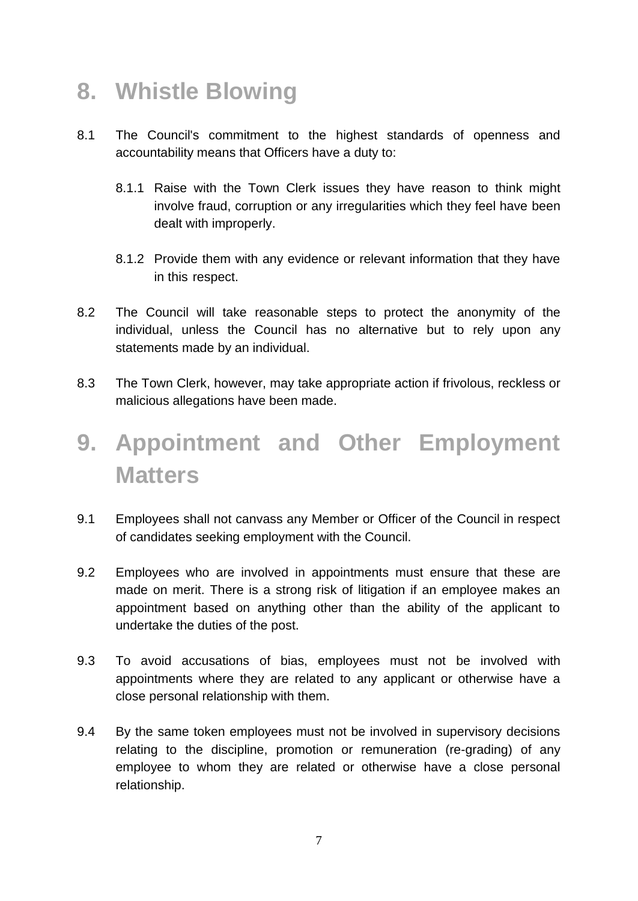# 8. Whistle Blowing

8.1 The Council's commitment to the highest standards of openness and accountability means that Officers have a duty to:

8.1.1 Raise with the Town Clerk issues they have reason to think might involve fraud, corruption or any irregularities which they feel have been dealt with improperly.

8.1.2 Provide them with any evidence or relevant information that they have in this respect.

8.2 The Council will take reasonable steps to protect the anonymity of the individual, unless the Council has no alternative but to rely upon any statements made by an individual.

8.3 The Town Clerk, however, may take appropriate action if frivolous, reckless or malicious allegations have been made.

# 9. Appointment and Other Employment Matters

9.1 Employees shall not canvass any Member or Officer of the Council in respect of candidates seeking employment with the Council.

9.2 Employees who are involved in appointments must ensure that these are made on merit. There is a strong risk of litigation if an employee makes an appointment based on anything other than the ability of the applicant to undertake the duties of the post.

9.3 To avoid accusations of bias, employees must not be involved with appointments where they are related to any applicant or otherwise have a close personal relationship with them.

9.4 By the same token employees must not be involved in supervisory decisions relating to the discipline, promotion or remuneration (re-grading) of any employee to whom they are related or otherwise have a close personal relationship.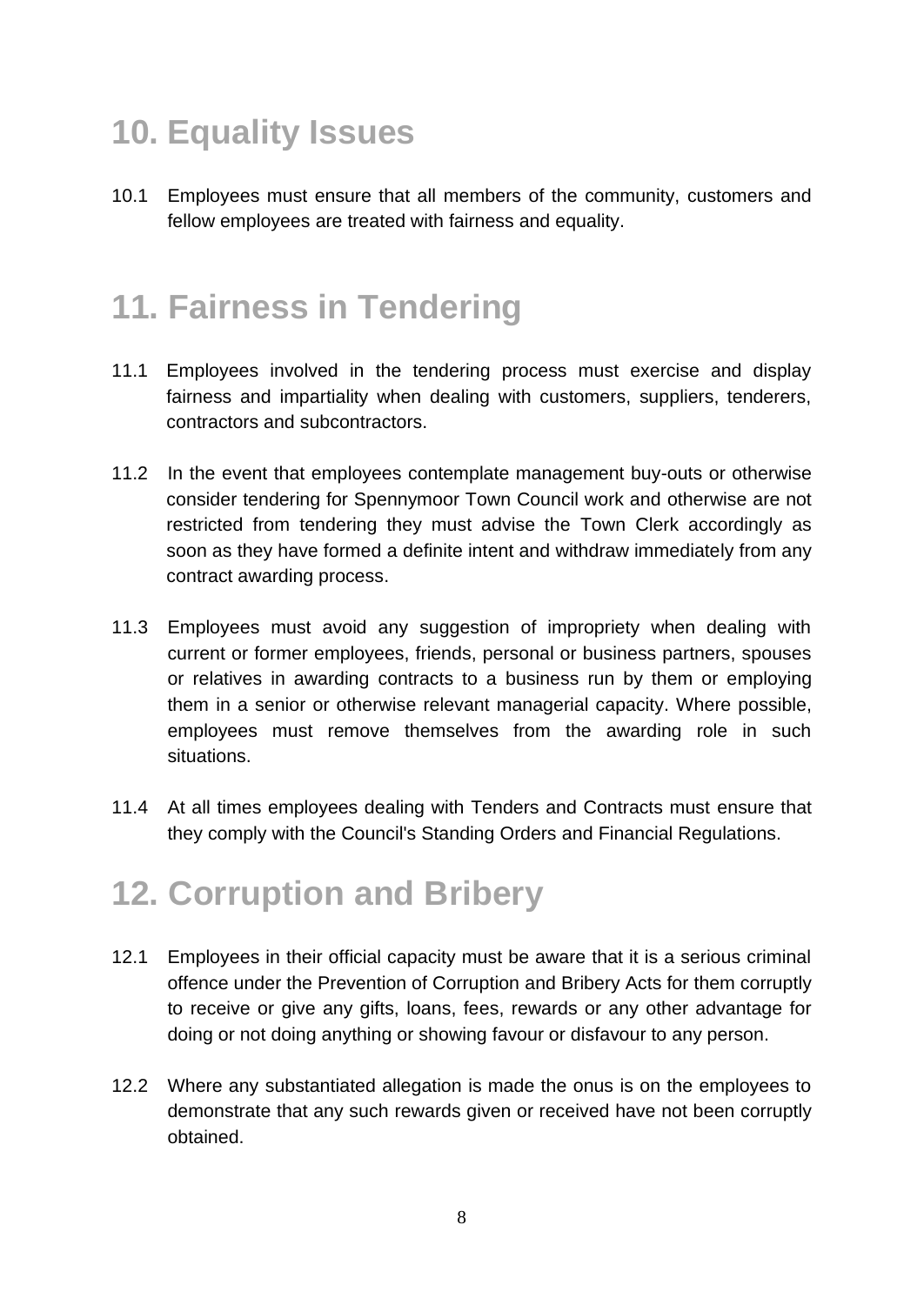## 10. Equality Issues

10.1 Employees must ensure that all members of the community, customers and fellow employees are treated with fairness and equality.

## 11. Fairness in Tendering

11.1 Employees involved in the tendering process must exercise and display fairness and impartiality when dealing with customers, suppliers, tenderers, contractors and subcontractors.

11.2 In the event that employees contemplate management buy-outs or otherwise consider tendering for Spennymoor Town Council work and otherwise are not restricted from tendering they must advise the Town Clerk accordingly as soon as they have formed a definite intent and withdraw immediately from any contract awarding process.

11.3 Employees must avoid any suggestion of impropriety when dealing with current or former employees, friends, personal or business partners, spouses or relatives in awarding contracts to a business run by them or employing them in a senior or otherwise relevant managerial capacity. Where possible, employees must remove themselves from the awarding role in such situations.

11.4 At all times employees dealing with Tenders and Contracts must ensure that they comply with the Council's Standing Orders and Financial Regulations.

## 12. Corruption and Bribery

12.1 Employees in their official capacity must be aware that it is a serious criminal offence under the Prevention of Corruption and Bribery Acts for them corruptly to receive or give any gifts, loans, fees, rewards or any other advantage for doing or not doing anything or showing favour or disfavour to any person.

12.2 Where any substantiated allegation is made the onus is on the employees to demonstrate that any such rewards given or received have not been corruptly obtained.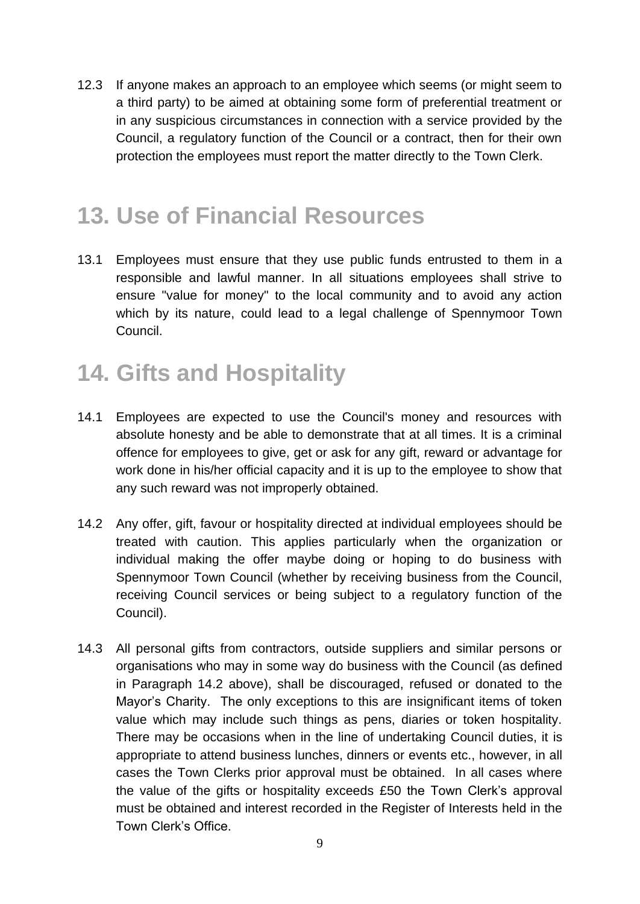12.3 If anyone makes an approach to an employee which seems (or might seem to a third party) to be aimed at obtaining some form of preferential treatment or in any suspicious circumstances in connection with a service provided by the Council, a regulatory function of the Council or a contract, then for their own protection the employees must report the matter directly to the Town Clerk.

# 13. Use of Financial Resources

13.1 Employees must ensure that they use public funds entrusted to them in a responsible and lawful manner. In all situations employees shall strive to ensure "value for money" to the local community and to avoid any action which by its nature, could lead to a legal challenge of Spennymoor Town Council.

# 14. Gifts and Hospitality

14.1 Employees are expected to use the Council's money and resources with absolute honesty and be able to demonstrate that at all times. It is a criminal offence for employees to give, get or ask for any gift, reward or advantage for work done in his/her official capacity and it is up to the employee to show that any such reward was not improperly obtained.

14.2 Any offer, gift, favour or hospitality directed at individual employees should be treated with caution. This applies particularly when the organization or individual making the offer maybe doing or hoping to do business with Spennymoor Town Council (whether by receiving business from the Council, receiving Council services or being subject to a regulatory function of the Council).

14.3 All personal gifts from contractors, outside suppliers and similar persons or organisations who may in some way do business with the Council (as defined in Paragraph 14.2 above), shall be discouraged, refused or donated to the Mayor's Charity. The only exceptions to this are insignificant items of token value which may include such things as pens, diaries or token hospitality. There may be occasions when in the line of undertaking Council duties, it is appropriate to attend business lunches, dinners or events etc., however, in all cases the Town Clerks prior approval must be obtained. In all cases where the value of the gifts or hospitality exceeds £50 the Town Clerk's approval must be obtained and interest recorded in the Register of Interests held in the Town Clerk's Office.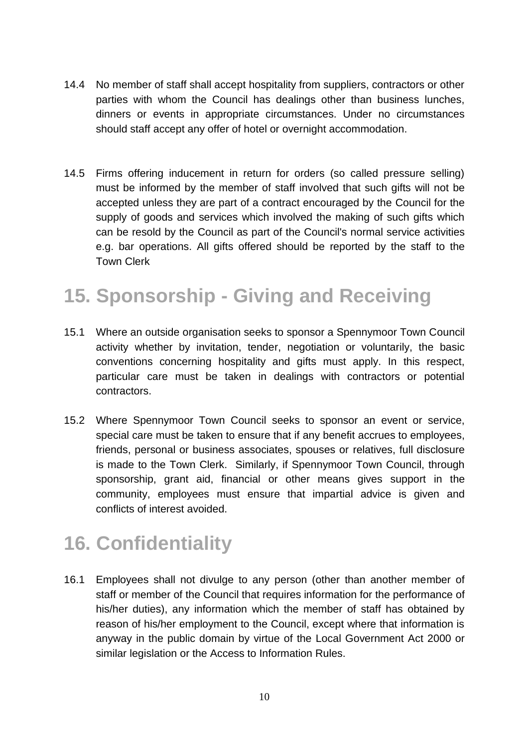14.4 No member of staff shall accept hospitality from suppliers, contractors or other parties with whom the Council has dealings other than business lunches, dinners or events in appropriate circumstances. Under no circumstances should staff accept any offer of hotel or overnight accommodation.

14.5 Firms offering inducement in return for orders (so called pressure selling) must be informed by the member of staff involved that such gifts will not be accepted unless they are part of a contract encouraged by the Council for the supply of goods and services which involved the making of such gifts which can be resold by the Council as part of the Council's normal service activities e.g. bar operations. All gifts offered should be reported by the staff to the Town Clerk

# 15. Sponsorship - Giving and Receiving

15.1 Where an outside organisation seeks to sponsor a Spennymoor Town Council activity whether by invitation, tender, negotiation or voluntarily, the basic conventions concerning hospitality and gifts must apply. In this respect, particular care must be taken in dealings with contractors or potential contractors.

15.2 Where Spennymoor Town Council seeks to sponsor an event or service, special care must be taken to ensure that if any benefit accrues to employees, friends, personal or business associates, spouses or relatives, full disclosure is made to the Town Clerk. Similarly, if Spennymoor Town Council, through sponsorship, grant aid, financial or other means gives support in the community, employees must ensure that impartial advice is given and conflicts of interest avoided.

# 16. Confidentiality

16.1 Employees shall not divulge to any person (other than another member of staff or member of the Council that requires information for the performance of his/her duties), any information which the member of staff has obtained by reason of his/her employment to the Council, except where that information is anyway in the public domain by virtue of the Local Government Act 2000 or similar legislation or the Access to Information Rules.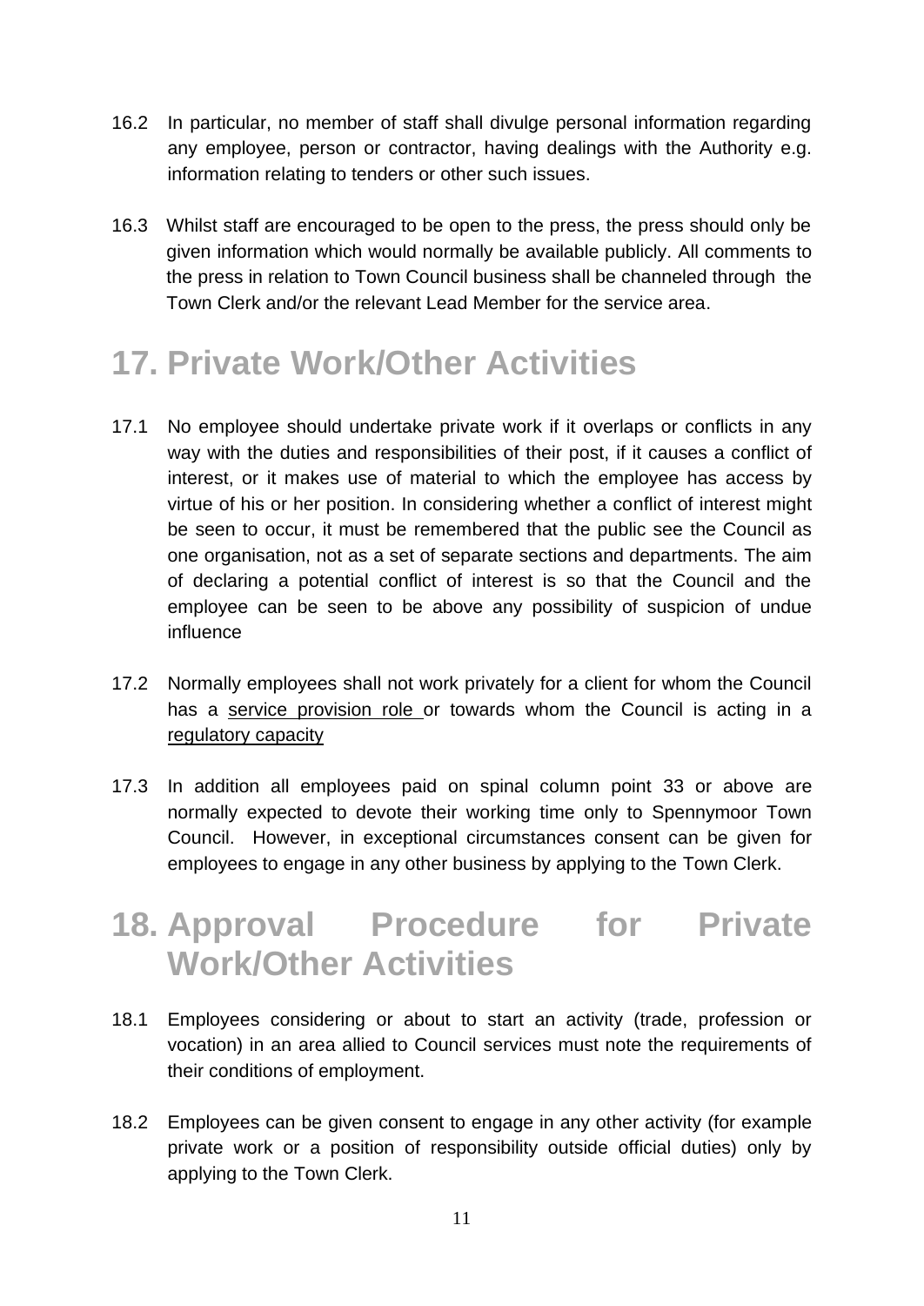16.2 In particular, no member of staff shall divulge personal information regarding any employee, person or contractor, having dealings with the Authority e.g. information relating to tenders or other such issues.

16.3 Whilst staff are encouraged to be open to the press, the press should only be given information which would normally be available publicly. All comments to the press in relation to Town Council business shall be channeled through the Town Clerk and/or the relevant Lead Member for the service area.

# 17. Private Work/Other Activities

17.1 No employee should undertake private work if it overlaps or conflicts in any way with the duties and responsibilities of their post, if it causes a conflict of interest, or it makes use of material to which the employee has access by virtue of his or her position. In considering whether a conflict of interest might be seen to occur, it must be remembered that the public see the Council as one organisation, not as a set of separate sections and departments. The aim of declaring a potential conflict of interest is so that the Council and the employee can be seen to be above any possibility of suspicion of undue influence

17.2 Normally employees shall not work privately for a client for whom the Council has a service provision role or towards whom the Council is acting in a regulatory capacity

17.3 In addition all employees paid on spinal column point 33 or above are normally expected to devote their working time only to Spennymoor Town Council. However, in exceptional circumstances consent can be given for employees to engage in any other business by applying to the Town Clerk.

# 18. Approval Procedure for Private Work/Other Activities

18.1 Employees considering or about to start an activity (trade, profession or vocation) in an area allied to Council services must note the requirements of their conditions of employment.

18.2 Employees can be given consent to engage in any other activity (for example private work or a position of responsibility outside official duties) only by applying to the Town Clerk.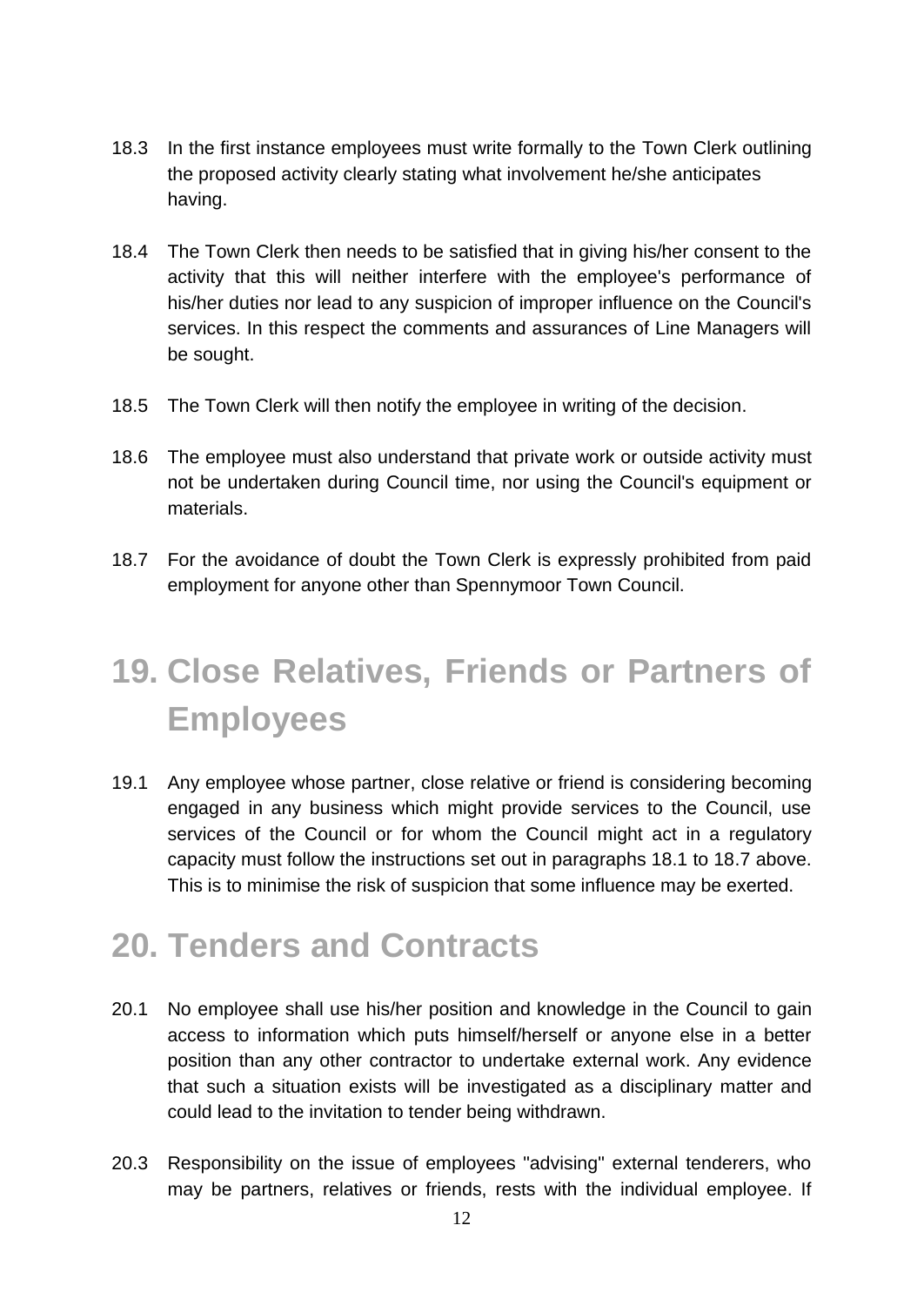18.3 In the first instance employees must write formally to the Town Clerk outlining the proposed activity clearly stating what involvement he/she anticipates having.

18.4 The Town Clerk then needs to be satisfied that in giving his/her consent to the activity that this will neither interfere with the employee's performance of his/her duties nor lead to any suspicion of improper influence on the Council's services. In this respect the comments and assurances of Line Managers will be sought.

18.5 The Town Clerk will then notify the employee in writing of the decision.

18.6 The employee must also understand that private work or outside activity must not be undertaken during Council time, nor using the Council's equipment or materials.

18.7 For the avoidance of doubt the Town Clerk is expressly prohibited from paid employment for anyone other than Spennymoor Town Council.

# 19. Close Relatives, Friends or Partners of Employees

19.1 Any employee whose partner, close relative or friend is considering becoming engaged in any business which might provide services to the Council, use services of the Council or for whom the Council might act in a regulatory capacity must follow the instructions set out in paragraphs 18.1 to 18.7 above. This is to minimise the risk of suspicion that some influence may be exerted.

# 20. Tenders and Contracts

20.1 No employee shall use his/her position and knowledge in the Council to gain access to information which puts himself/herself or anyone else in a better position than any other contractor to undertake external work. Any evidence that such a situation exists will be investigated as a disciplinary matter and could lead to the invitation to tender being withdrawn.

20.3 Responsibility on the issue of employees "advising" external tenderers, who may be partners, relatives or friends, rests with the individual employee. If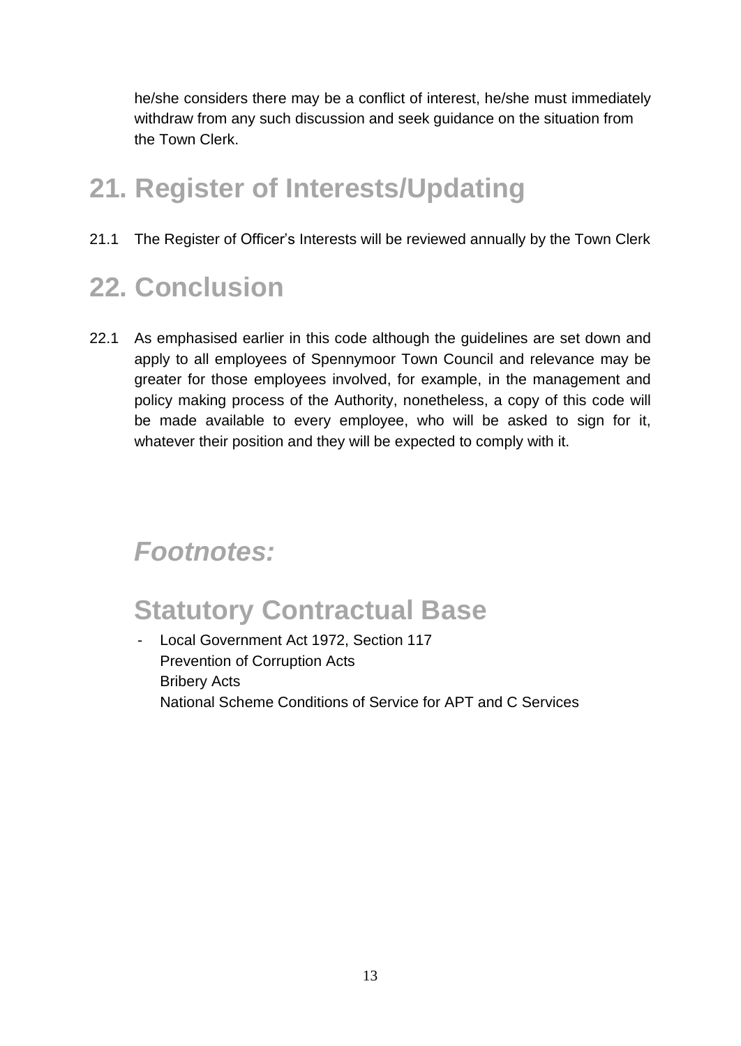he/she considers there may be a conflict of interest, he/she must immediately withdraw from any such discussion and seek guidance on the situation from the Town Clerk.

# 21. Register of Interests/Updating

21.1 The Register of Officer's Interests will be reviewed annually by the Town Clerk

# 22. Conclusion

22.1 As emphasised earlier in this code although the guidelines are set down and apply to all employees of Spennymoor Town Council and relevance may be greater for those employees involved, for example, in the management and policy making process of the Authority, nonetheless, a copy of this code will be made available to every employee, who will be asked to sign for it, whatever their position and they will be expected to comply with it.

## *Footnotes:*

# Statutory Contractual Base

- Local Government Act 1972, Section 117
  Prevention of Corruption Acts
  Bribery Acts
  National Scheme Conditions of Service for APT and C Services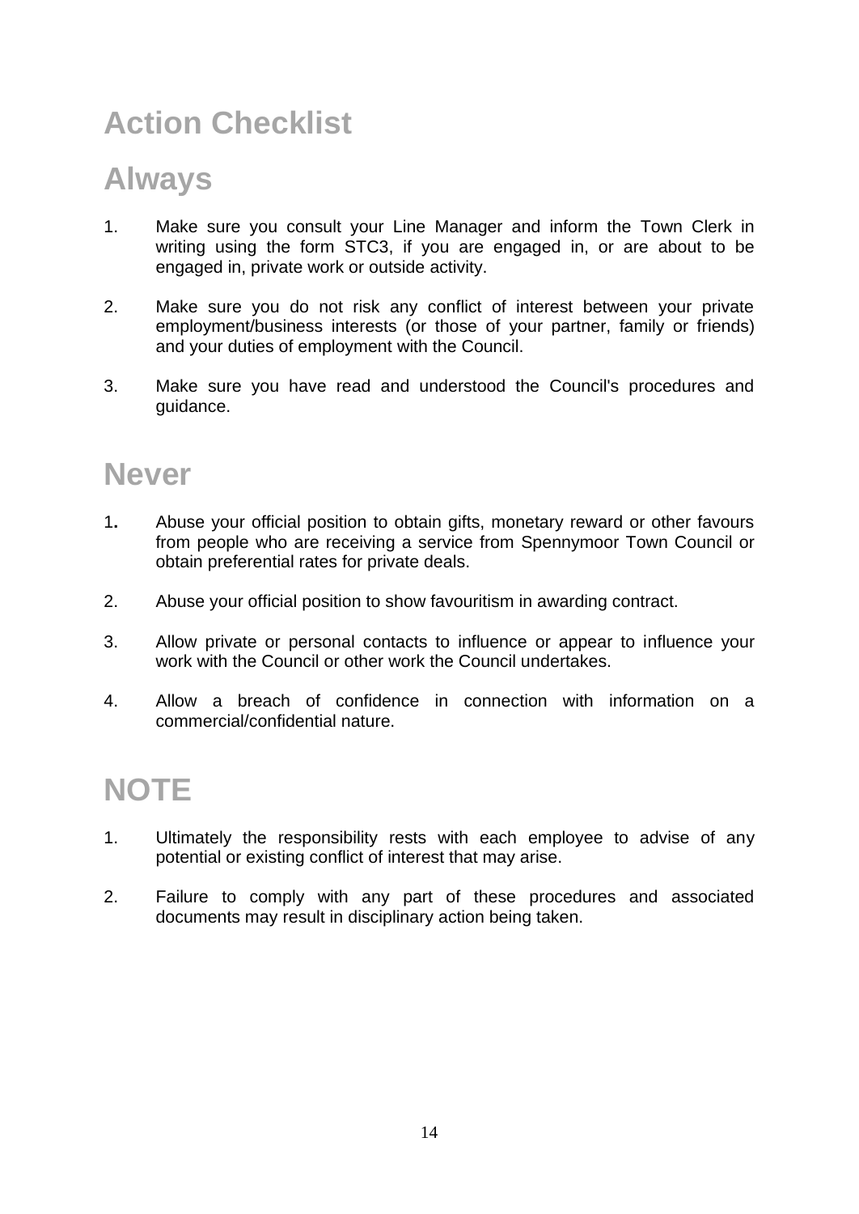# Action Checklist

## Always

1. Make sure you consult your Line Manager and inform the Town Clerk in writing using the form STC3, if you are engaged in, or are about to be engaged in, private work or outside activity.

2. Make sure you do not risk any conflict of interest between your private employment/business interests (or those of your partner, family or friends) and your duties of employment with the Council.

3. Make sure you have read and understood the Council's procedures and guidance.

## Never

1. Abuse your official position to obtain gifts, monetary reward or other favours from people who are receiving a service from Spennymoor Town Council or obtain preferential rates for private deals.

2. Abuse your official position to show favouritism in awarding contract.

3. Allow private or personal contacts to influence or appear to influence your work with the Council or other work the Council undertakes.

4. Allow a breach of confidence in connection with information on a commercial/confidential nature.

## NOTE

1. Ultimately the responsibility rests with each employee to advise of any potential or existing conflict of interest that may arise.

2. Failure to comply with any part of these procedures and associated documents may result in disciplinary action being taken.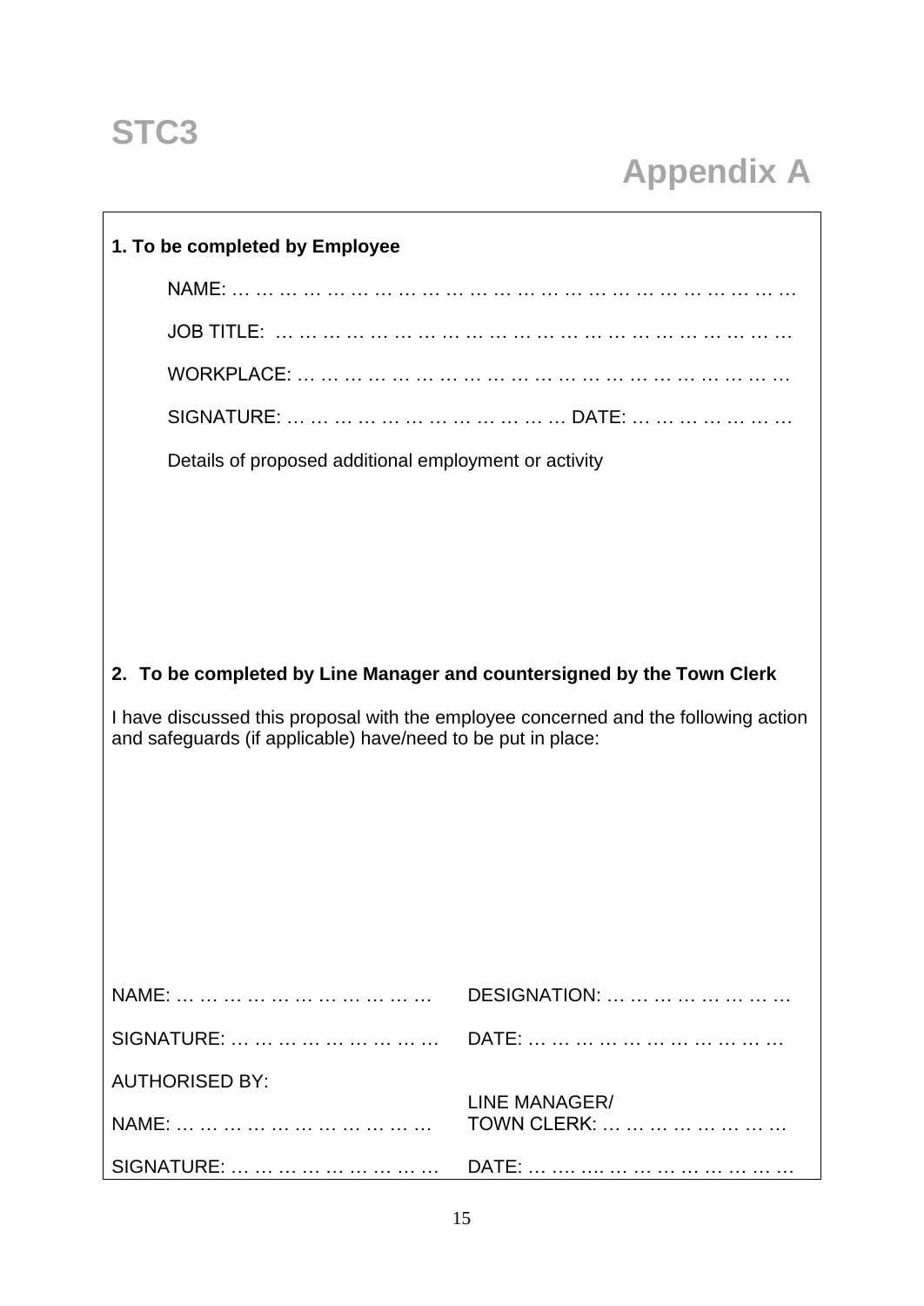STC3

# Appendix A

**1. To be completed by Employee**

NAME: … … … … … … … … … … … … … … … … … … … … … … …

JOB TITLE: … … … … … … … … … … … … … … … … … … … … …

WORKPLACE: … … … … … … … … … … … … … … … … … … … …

SIGNATURE: … … … … … … … … … … … … DATE: … … … … … … …

Details of proposed additional employment or activity

**2. To be completed by Line Manager and countersigned by the Town Clerk**

I have discussed this proposal with the employee concerned and the following action and safeguards (if applicable) have/need to be put in place:

| | |
|---|---|
| NAME: … … … … … … … … … … | DESIGNATION: … … … … … … … … |
| SIGNATURE: … … … … … … … … | DATE: … … … … … … … … … … … |
| AUTHORISED BY: | |
| NAME: … … … … … … … … … … | LINE MANAGER/ TOWN CLERK: … … … … … … … … |
| SIGNATURE: … … … … … … … … | DATE: … …. …. … … … … … … … |